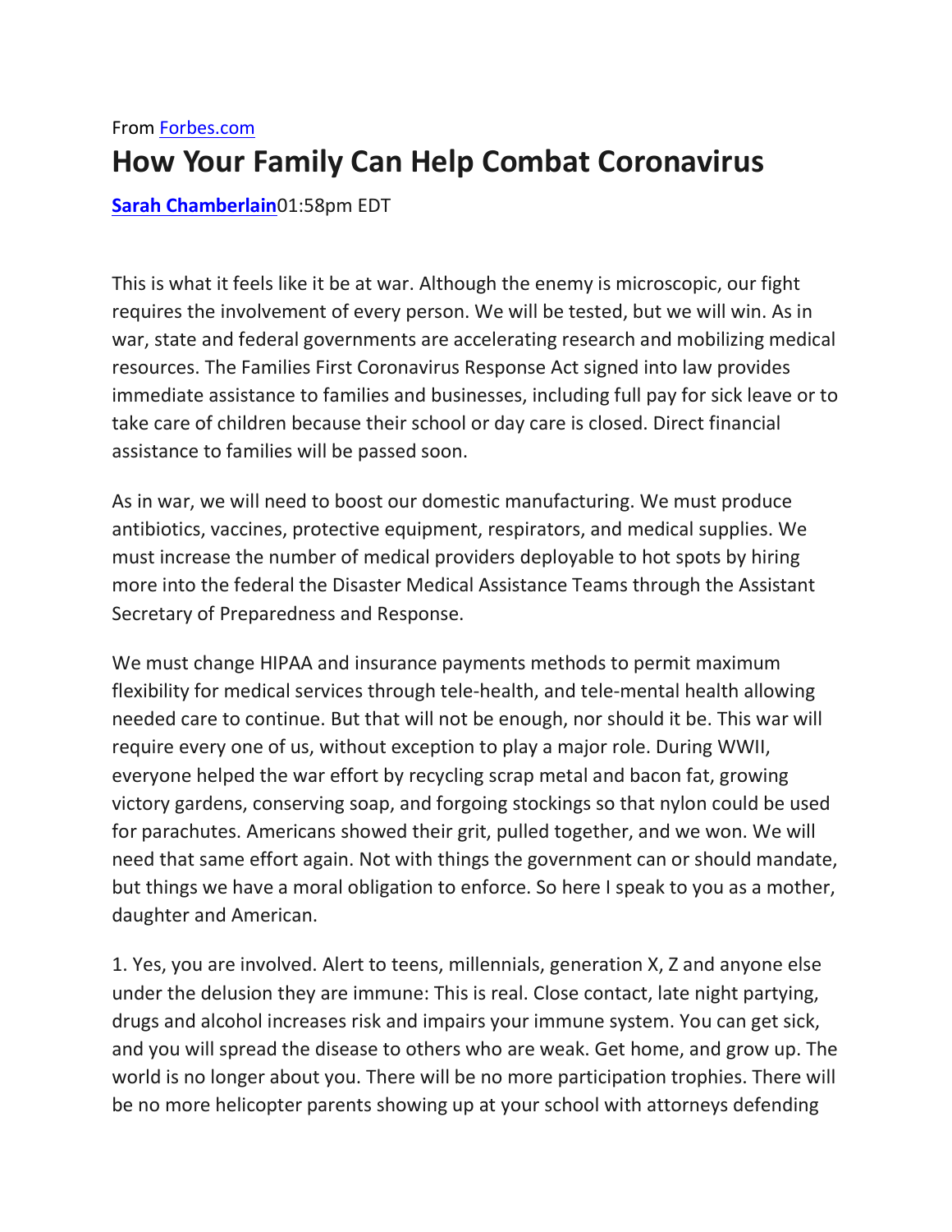From [Forbes.com](Forbes.com)

# How Your Family Can Help Combat Coronavirus

**[Sarah Chamberlain](Sarah Chamberlain)**01:58pm EDT

This is what it feels like it be at war. Although the enemy is microscopic, our fight requires the involvement of every person. We will be tested, but we will win. As in war, state and federal governments are accelerating research and mobilizing medical resources. The Families First Coronavirus Response Act signed into law provides immediate assistance to families and businesses, including full pay for sick leave or to take care of children because their school or day care is closed. Direct financial assistance to families will be passed soon.

As in war, we will need to boost our domestic manufacturing. We must produce antibiotics, vaccines, protective equipment, respirators, and medical supplies. We must increase the number of medical providers deployable to hot spots by hiring more into the federal the Disaster Medical Assistance Teams through the Assistant Secretary of Preparedness and Response.

We must change HIPAA and insurance payments methods to permit maximum flexibility for medical services through tele-health, and tele-mental health allowing needed care to continue. But that will not be enough, nor should it be. This war will require every one of us, without exception to play a major role. During WWII, everyone helped the war effort by recycling scrap metal and bacon fat, growing victory gardens, conserving soap, and forgoing stockings so that nylon could be used for parachutes. Americans showed their grit, pulled together, and we won. We will need that same effort again. Not with things the government can or should mandate, but things we have a moral obligation to enforce. So here I speak to you as a mother, daughter and American.

1. Yes, you are involved. Alert to teens, millennials, generation X, Z and anyone else under the delusion they are immune: This is real. Close contact, late night partying, drugs and alcohol increases risk and impairs your immune system. You can get sick, and you will spread the disease to others who are weak. Get home, and grow up. The world is no longer about you. There will be no more participation trophies. There will be no more helicopter parents showing up at your school with attorneys defending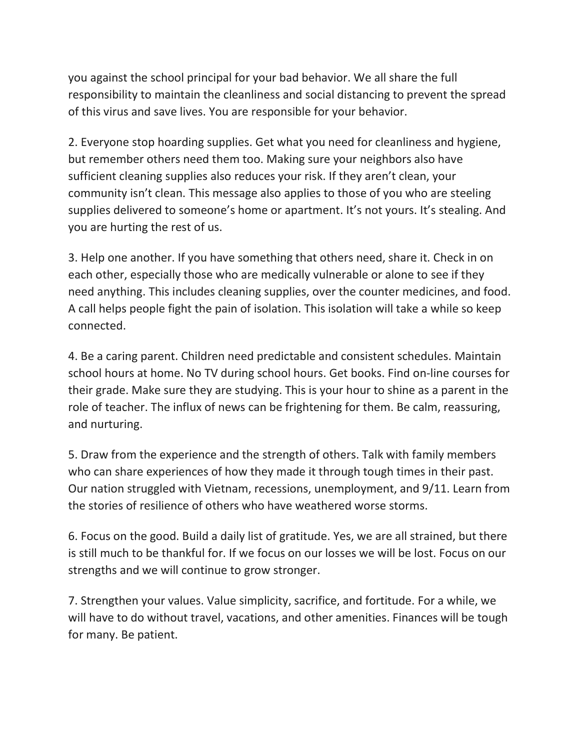you against the school principal for your bad behavior. We all share the full responsibility to maintain the cleanliness and social distancing to prevent the spread of this virus and save lives. You are responsible for your behavior.

2. Everyone stop hoarding supplies. Get what you need for cleanliness and hygiene, but remember others need them too. Making sure your neighbors also have sufficient cleaning supplies also reduces your risk. If they aren't clean, your community isn't clean. This message also applies to those of you who are steeling supplies delivered to someone's home or apartment. It's not yours. It's stealing. And you are hurting the rest of us.

3. Help one another. If you have something that others need, share it. Check in on each other, especially those who are medically vulnerable or alone to see if they need anything. This includes cleaning supplies, over the counter medicines, and food. A call helps people fight the pain of isolation. This isolation will take a while so keep connected.

4. Be a caring parent. Children need predictable and consistent schedules. Maintain school hours at home. No TV during school hours. Get books. Find on-line courses for their grade. Make sure they are studying. This is your hour to shine as a parent in the role of teacher. The influx of news can be frightening for them. Be calm, reassuring, and nurturing.

5. Draw from the experience and the strength of others. Talk with family members who can share experiences of how they made it through tough times in their past. Our nation struggled with Vietnam, recessions, unemployment, and 9/11. Learn from the stories of resilience of others who have weathered worse storms.

6. Focus on the good. Build a daily list of gratitude. Yes, we are all strained, but there is still much to be thankful for. If we focus on our losses we will be lost. Focus on our strengths and we will continue to grow stronger.

7. Strengthen your values. Value simplicity, sacrifice, and fortitude. For a while, we will have to do without travel, vacations, and other amenities. Finances will be tough for many. Be patient.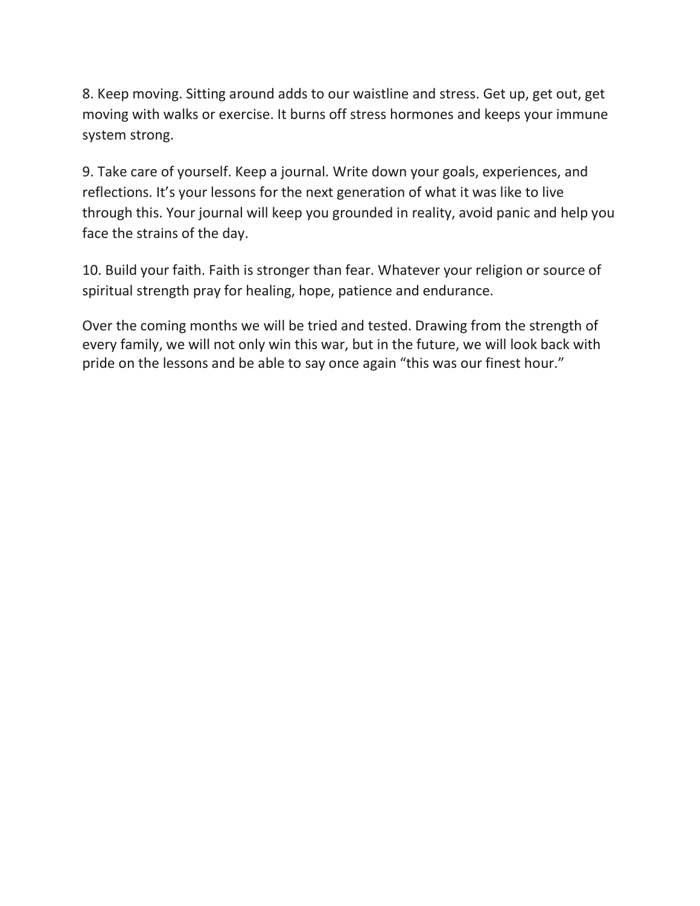8. Keep moving. Sitting around adds to our waistline and stress. Get up, get out, get moving with walks or exercise. It burns off stress hormones and keeps your immune system strong.

9. Take care of yourself. Keep a journal. Write down your goals, experiences, and reflections. It's your lessons for the next generation of what it was like to live through this. Your journal will keep you grounded in reality, avoid panic and help you face the strains of the day.

10. Build your faith. Faith is stronger than fear. Whatever your religion or source of spiritual strength pray for healing, hope, patience and endurance.

Over the coming months we will be tried and tested. Drawing from the strength of every family, we will not only win this war, but in the future, we will look back with pride on the lessons and be able to say once again "this was our finest hour."